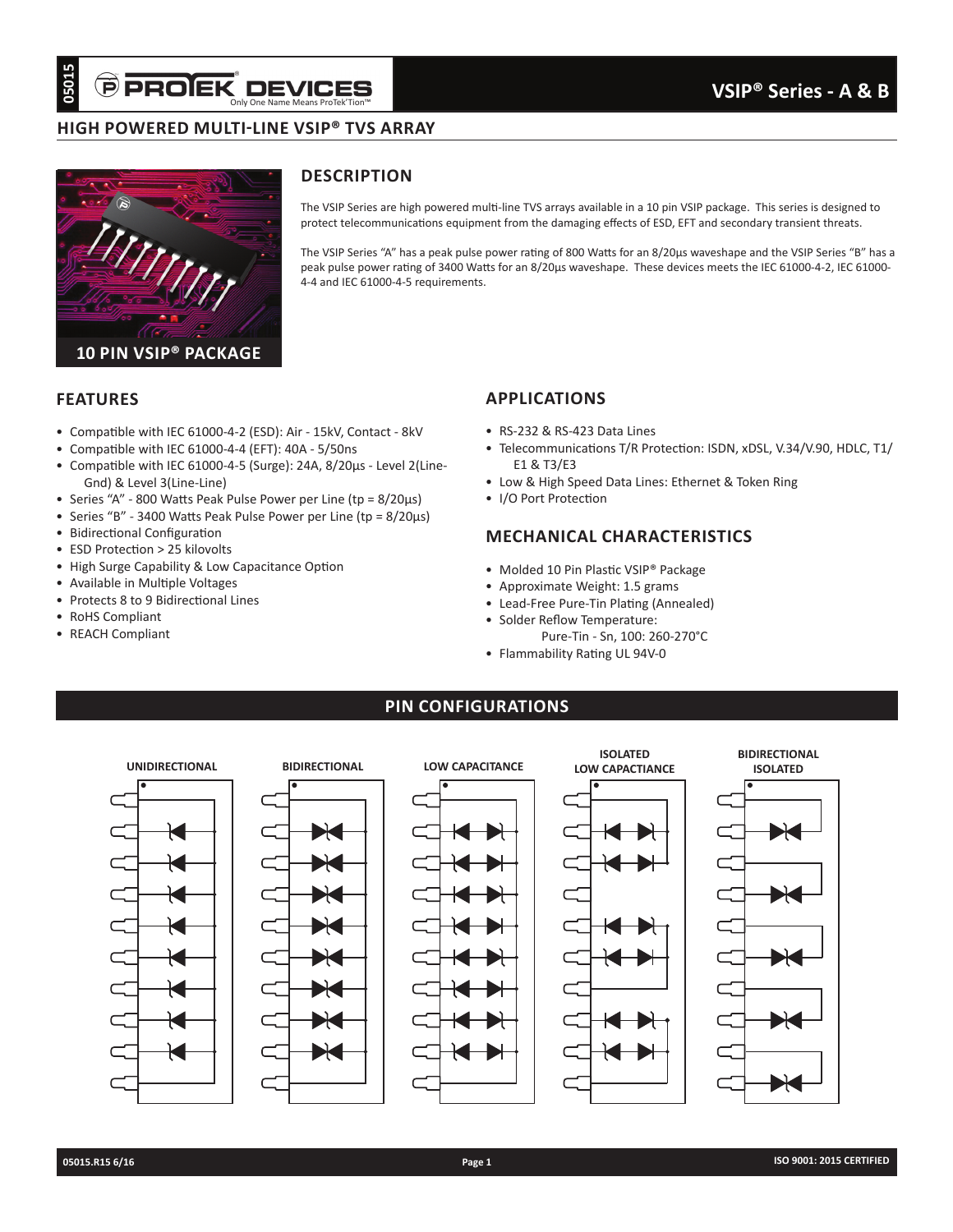# VSIP® Series - A & B

## HIGH POWERED MULTI-LINE VSIP® TVS ARRAY

10 PIN VSIP® PACKAGE

## DESCRIPTION

The VSIP Series are high powered multi-line TVS arrays available in a 10 pin VSIP package. This series is designed to protect telecommunications equipment from the damaging effects of ESD, EFT and secondary transient threats.

The VSIP Series "A" has a peak pulse power rating of 800 Watts for an 8/20µs waveshape and the VSIP Series "B" has a peak pulse power rating of 3400 Watts for an 8/20µs waveshape. These devices meets the IEC 61000-4-2, IEC 61000-4-4 and IEC 61000-4-5 requirements.

## FEATURES

- Compatible with IEC 61000-4-2 (ESD): Air - 15kV, Contact - 8kV
- Compatible with IEC 61000-4-4 (EFT): 40A - 5/50ns
- Compatible with IEC 61000-4-5 (Surge): 24A, 8/20µs - Level 2(Line-Gnd) & Level 3(Line-Line)
- Series "A" - 800 Watts Peak Pulse Power per Line (tp = 8/20µs)
- Series "B" - 3400 Watts Peak Pulse Power per Line (tp = 8/20µs)
- Bidirectional Configuration
- ESD Protection > 25 kilovolts
- High Surge Capability & Low Capacitance Option
- Available in Multiple Voltages
- Protects 8 to 9 Bidirectional Lines
- RoHS Compliant
- REACH Compliant

## APPLICATIONS

- RS-232 & RS-423 Data Lines
- Telecommunications T/R Protection: ISDN, xDSL, V.34/V.90, HDLC, T1/E1 & T3/E3
- Low & High Speed Data Lines: Ethernet & Token Ring
- I/O Port Protection

## MECHANICAL CHARACTERISTICS

- Molded 10 Pin Plastic VSIP® Package
- Approximate Weight: 1.5 grams
- Lead-Free Pure-Tin Plating (Annealed)
- Solder Reflow Temperature:
  Pure-Tin - Sn, 100: 260-270°C
- Flammability Rating UL 94V-0

## PIN CONFIGURATIONS

UNIDIRECTIONAL

BIDIRECTIONAL

LOW CAPACITANCE

ISOLATED LOW CAPACTIANCE

BIDIRECTIONAL ISOLATED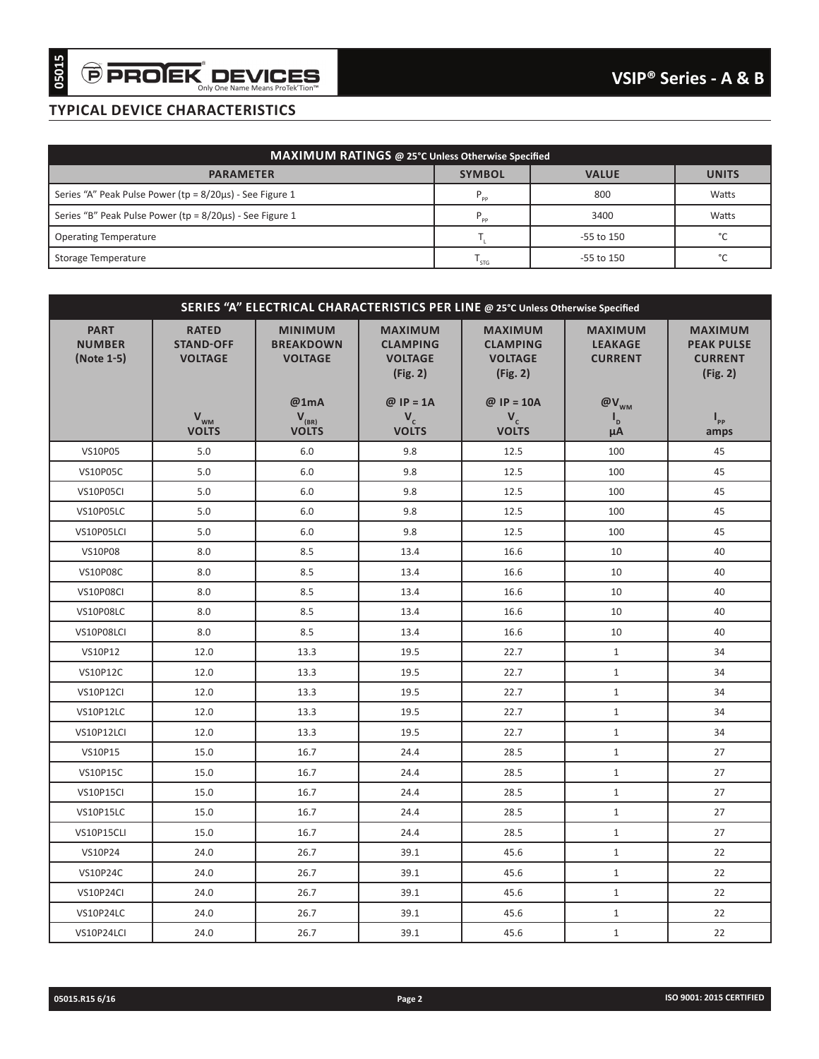## TYPICAL DEVICE CHARACTERISTICS

| MAXIMUM RATINGS @ 25°C Unless Otherwise Specified | | | |
|---|---|---|---|
| **PARAMETER** | **SYMBOL** | **VALUE** | **UNITS** |
| Series "A" Peak Pulse Power (tp = 8/20µs) - See Figure 1 | $P_{PP}$ | 800 | Watts |
| Series "B" Peak Pulse Power (tp = 8/20µs) - See Figure 1 | $P_{PP}$ | 3400 | Watts |
| Operating Temperature | $T_L$ | -55 to 150 | °C |
| Storage Temperature | $T_{STG}$ | -55 to 150 | °C |

| SERIES "A" ELECTRICAL CHARACTERISTICS PER LINE @ 25°C Unless Otherwise Specified | | | | | | |
|---|---|---|---|---|---|---|
| **PART NUMBER (Note 1-5)** | **RATED STAND-OFF VOLTAGE** $V_{WM}$ **VOLTS** | **MINIMUM BREAKDOWN VOLTAGE @1mA** $V_{(BR)}$ **VOLTS** | **MAXIMUM CLAMPING VOLTAGE (Fig. 2) @ IP = 1A** $V_C$ **VOLTS** | **MAXIMUM CLAMPING VOLTAGE (Fig. 2) @ IP = 10A** $V_C$ **VOLTS** | **MAXIMUM LEAKAGE CURRENT @**$V_{WM}$ $I_D$ **µA** | **MAXIMUM PEAK PULSE CURRENT (Fig. 2)** $I_{PP}$ **amps** |
| VS10P05 | 5.0 | 6.0 | 9.8 | 12.5 | 100 | 45 |
| VS10P05C | 5.0 | 6.0 | 9.8 | 12.5 | 100 | 45 |
| VS10P05CI | 5.0 | 6.0 | 9.8 | 12.5 | 100 | 45 |
| VS10P05LC | 5.0 | 6.0 | 9.8 | 12.5 | 100 | 45 |
| VS10P05LCI | 5.0 | 6.0 | 9.8 | 12.5 | 100 | 45 |
| VS10P08 | 8.0 | 8.5 | 13.4 | 16.6 | 10 | 40 |
| VS10P08C | 8.0 | 8.5 | 13.4 | 16.6 | 10 | 40 |
| VS10P08CI | 8.0 | 8.5 | 13.4 | 16.6 | 10 | 40 |
| VS10P08LC | 8.0 | 8.5 | 13.4 | 16.6 | 10 | 40 |
| VS10P08LCI | 8.0 | 8.5 | 13.4 | 16.6 | 10 | 40 |
| VS10P12 | 12.0 | 13.3 | 19.5 | 22.7 | 1 | 34 |
| VS10P12C | 12.0 | 13.3 | 19.5 | 22.7 | 1 | 34 |
| VS10P12CI | 12.0 | 13.3 | 19.5 | 22.7 | 1 | 34 |
| VS10P12LC | 12.0 | 13.3 | 19.5 | 22.7 | 1 | 34 |
| VS10P12LCI | 12.0 | 13.3 | 19.5 | 22.7 | 1 | 34 |
| VS10P15 | 15.0 | 16.7 | 24.4 | 28.5 | 1 | 27 |
| VS10P15C | 15.0 | 16.7 | 24.4 | 28.5 | 1 | 27 |
| VS10P15CI | 15.0 | 16.7 | 24.4 | 28.5 | 1 | 27 |
| VS10P15LC | 15.0 | 16.7 | 24.4 | 28.5 | 1 | 27 |
| VS10P15CLI | 15.0 | 16.7 | 24.4 | 28.5 | 1 | 27 |
| VS10P24 | 24.0 | 26.7 | 39.1 | 45.6 | 1 | 22 |
| VS10P24C | 24.0 | 26.7 | 39.1 | 45.6 | 1 | 22 |
| VS10P24CI | 24.0 | 26.7 | 39.1 | 45.6 | 1 | 22 |
| VS10P24LC | 24.0 | 26.7 | 39.1 | 45.6 | 1 | 22 |
| VS10P24LCI | 24.0 | 26.7 | 39.1 | 45.6 | 1 | 22 |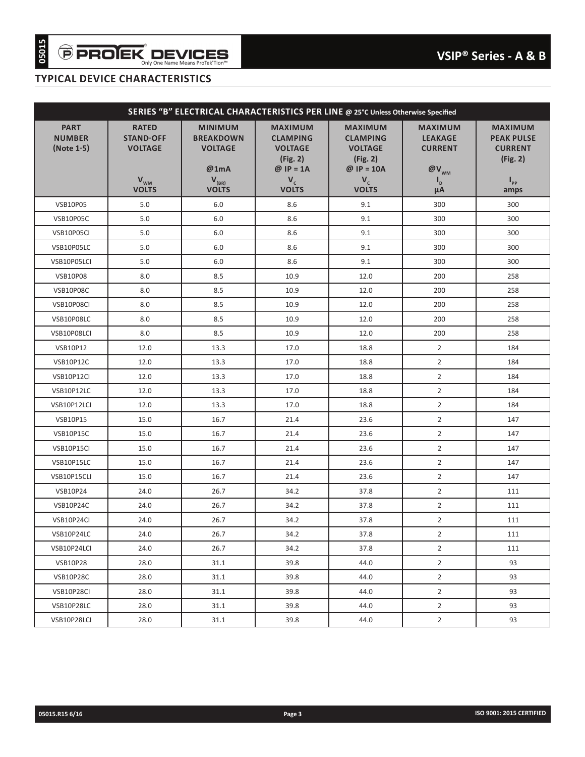## TYPICAL DEVICE CHARACTERISTICS

| SERIES "B" ELECTRICAL CHARACTERISTICS PER LINE @ 25°C Unless Otherwise Specified | | | | | | |
|---|---|---|---|---|---|---|
| PART NUMBER (Note 1-5) | RATED STAND-OFF VOLTAGE $V_{WM}$ VOLTS | MINIMUM BREAKDOWN VOLTAGE @1mA $V_{(BR)}$ VOLTS | MAXIMUM CLAMPING VOLTAGE (Fig. 2) @ IP = 1A $V_C$ VOLTS | MAXIMUM CLAMPING VOLTAGE (Fig. 2) @ IP = 10A $V_C$ VOLTS | MAXIMUM LEAKAGE CURRENT @$V_{WM}$ $I_D$ µA | MAXIMUM PEAK PULSE CURRENT (Fig. 2) $I_{PP}$ amps |
| VSB10P05 | 5.0 | 6.0 | 8.6 | 9.1 | 300 | 300 |
| VSB10P05C | 5.0 | 6.0 | 8.6 | 9.1 | 300 | 300 |
| VSB10P05CI | 5.0 | 6.0 | 8.6 | 9.1 | 300 | 300 |
| VSB10P05LC | 5.0 | 6.0 | 8.6 | 9.1 | 300 | 300 |
| VSB10P05LCI | 5.0 | 6.0 | 8.6 | 9.1 | 300 | 300 |
| VSB10P08 | 8.0 | 8.5 | 10.9 | 12.0 | 200 | 258 |
| VSB10P08C | 8.0 | 8.5 | 10.9 | 12.0 | 200 | 258 |
| VSB10P08CI | 8.0 | 8.5 | 10.9 | 12.0 | 200 | 258 |
| VSB10P08LC | 8.0 | 8.5 | 10.9 | 12.0 | 200 | 258 |
| VSB10P08LCI | 8.0 | 8.5 | 10.9 | 12.0 | 200 | 258 |
| VSB10P12 | 12.0 | 13.3 | 17.0 | 18.8 | 2 | 184 |
| VSB10P12C | 12.0 | 13.3 | 17.0 | 18.8 | 2 | 184 |
| VSB10P12CI | 12.0 | 13.3 | 17.0 | 18.8 | 2 | 184 |
| VSB10P12LC | 12.0 | 13.3 | 17.0 | 18.8 | 2 | 184 |
| VSB10P12LCI | 12.0 | 13.3 | 17.0 | 18.8 | 2 | 184 |
| VSB10P15 | 15.0 | 16.7 | 21.4 | 23.6 | 2 | 147 |
| VSB10P15C | 15.0 | 16.7 | 21.4 | 23.6 | 2 | 147 |
| VSB10P15CI | 15.0 | 16.7 | 21.4 | 23.6 | 2 | 147 |
| VSB10P15LC | 15.0 | 16.7 | 21.4 | 23.6 | 2 | 147 |
| VSB10P15CLI | 15.0 | 16.7 | 21.4 | 23.6 | 2 | 147 |
| VSB10P24 | 24.0 | 26.7 | 34.2 | 37.8 | 2 | 111 |
| VSB10P24C | 24.0 | 26.7 | 34.2 | 37.8 | 2 | 111 |
| VSB10P24CI | 24.0 | 26.7 | 34.2 | 37.8 | 2 | 111 |
| VSB10P24LC | 24.0 | 26.7 | 34.2 | 37.8 | 2 | 111 |
| VSB10P24LCI | 24.0 | 26.7 | 34.2 | 37.8 | 2 | 111 |
| VSB10P28 | 28.0 | 31.1 | 39.8 | 44.0 | 2 | 93 |
| VSB10P28C | 28.0 | 31.1 | 39.8 | 44.0 | 2 | 93 |
| VSB10P28CI | 28.0 | 31.1 | 39.8 | 44.0 | 2 | 93 |
| VSB10P28LC | 28.0 | 31.1 | 39.8 | 44.0 | 2 | 93 |
| VSB10P28LCI | 28.0 | 31.1 | 39.8 | 44.0 | 2 | 93 |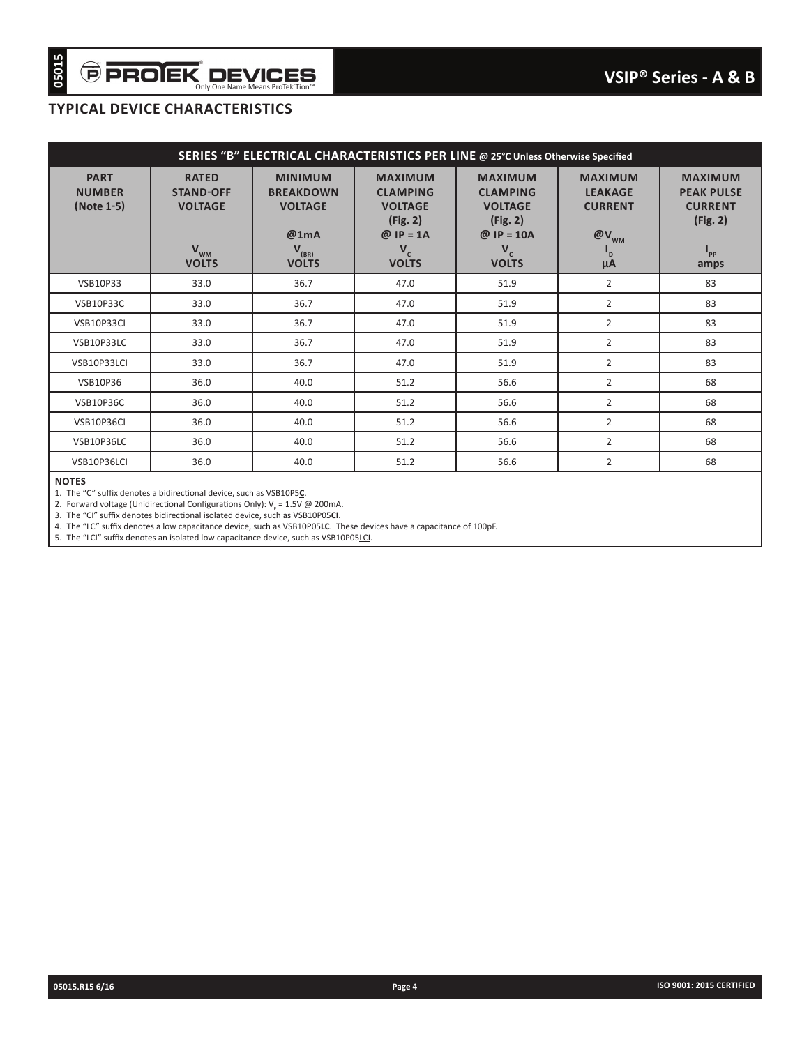## TYPICAL DEVICE CHARACTERISTICS

| SERIES "B" ELECTRICAL CHARACTERISTICS PER LINE @ 25°C Unless Otherwise Specified | | | | | | |
|---|---|---|---|---|---|---|
| PART NUMBER (Note 1-5) | RATED STAND-OFF VOLTAGE $V_{WM}$ VOLTS | MINIMUM BREAKDOWN VOLTAGE @1mA $V_{(BR)}$ VOLTS | MAXIMUM CLAMPING VOLTAGE (Fig. 2) @ IP = 1A $V_C$ VOLTS | MAXIMUM CLAMPING VOLTAGE (Fig. 2) @ IP = 10A $V_C$ VOLTS | MAXIMUM LEAKAGE CURRENT @$V_{WM}$ $I_D$ µA | MAXIMUM PEAK PULSE CURRENT (Fig. 2) $I_{PP}$ amps |
| VSB10P33 | 33.0 | 36.7 | 47.0 | 51.9 | 2 | 83 |
| VSB10P33C | 33.0 | 36.7 | 47.0 | 51.9 | 2 | 83 |
| VSB10P33CI | 33.0 | 36.7 | 47.0 | 51.9 | 2 | 83 |
| VSB10P33LC | 33.0 | 36.7 | 47.0 | 51.9 | 2 | 83 |
| VSB10P33LCI | 33.0 | 36.7 | 47.0 | 51.9 | 2 | 83 |
| VSB10P36 | 36.0 | 40.0 | 51.2 | 56.6 | 2 | 68 |
| VSB10P36C | 36.0 | 40.0 | 51.2 | 56.6 | 2 | 68 |
| VSB10P36CI | 36.0 | 40.0 | 51.2 | 56.6 | 2 | 68 |
| VSB10P36LC | 36.0 | 40.0 | 51.2 | 56.6 | 2 | 68 |
| VSB10P36LCI | 36.0 | 40.0 | 51.2 | 56.6 | 2 | 68 |

**NOTES**

1. The "C" suffix denotes a bidirectional device, such as VSB10P5**C**.
2. Forward voltage (Unidirectional Configurations Only): $V_F$ = 1.5V @ 200mA.
3. The "CI" suffix denotes bidirectional isolated device, such as VSB10P05**CI**.
4. The "LC" suffix denotes a low capacitance device, such as VSB10P05**LC**. These devices have a capacitance of 100pF.
5. The "LCI" suffix denotes an isolated low capacitance device, such as VSB10P05LCI.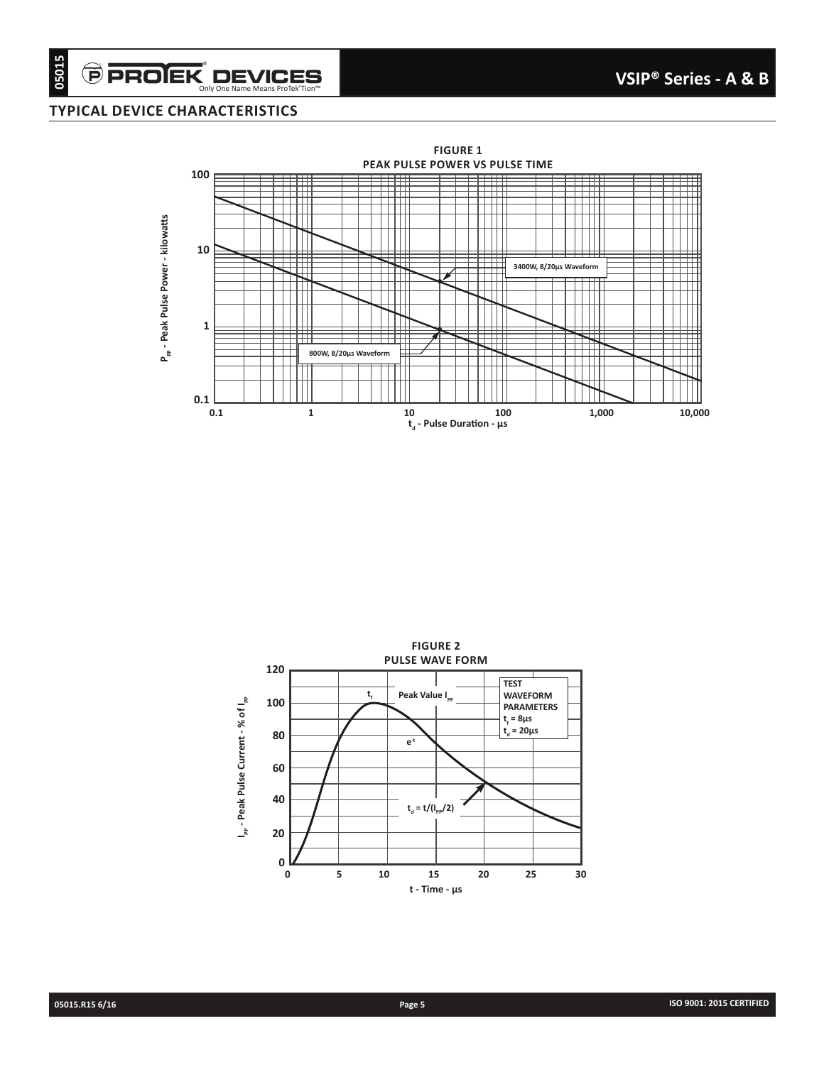## TYPICAL DEVICE CHARACTERISTICS

**FIGURE 1**
**PEAK PULSE POWER VS PULSE TIME**

$P_{PP}$ - Peak Pulse Power - kilowatts

3400W, 8/20µs Waveform

800W, 8/20µs Waveform

$t_d$ - Pulse Duration - µs

**FIGURE 2**
**PULSE WAVE FORM**

$I_{PP}$ - Peak Pulse Current - % of $I_{PP}$

$t_f$

Peak Value $I_{PP}$

$e^{-t}$

$t_d = t/(I_{PP}/2)$

TEST WAVEFORM PARAMETERS
$t_f$ = 8µs
$t_d$ = 20µs

t - Time - µs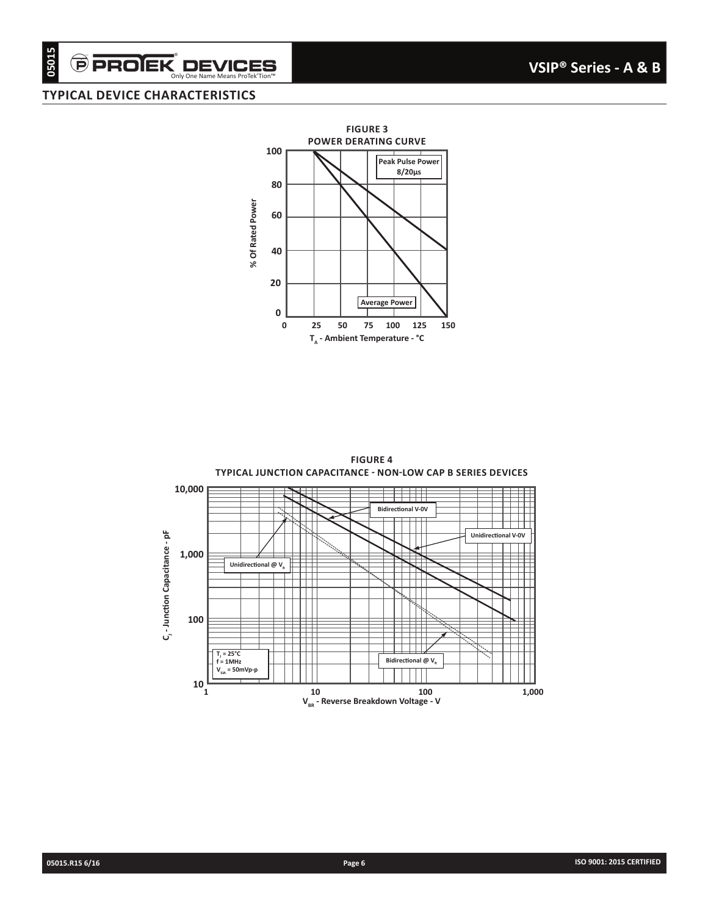## TYPICAL DEVICE CHARACTERISTICS

**FIGURE 3**
**POWER DERATING CURVE**

Peak Pulse Power 8/20µs

Average Power

% Of Rated Power

$T_A$ - Ambient Temperature - °C

**FIGURE 4**
**TYPICAL JUNCTION CAPACITANCE - NON-LOW CAP B SERIES DEVICES**

Bidirectional V-0V

Unidirectional V-0V

Unidirectional @ $V_R$

Bidirectional @ $V_R$

$T_J$ = 25°C
f = 1MHz
$V_{SIA}$ = 50mVp-p

$C_J$ - Junction Capacitance - pF

$V_{BR}$ - Reverse Breakdown Voltage - V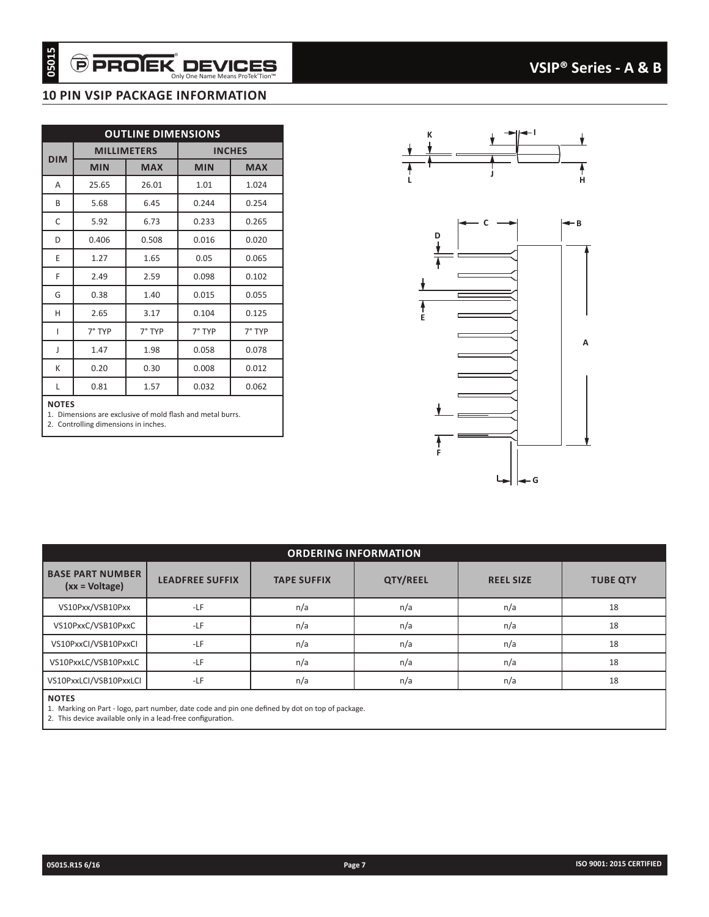## 10 PIN VSIP PACKAGE INFORMATION

| OUTLINE DIMENSIONS | | | | |
|---|---|---|---|---|
| DIM | MILLIMETERS | | INCHES | |
| | MIN | MAX | MIN | MAX |
| A | 25.65 | 26.01 | 1.01 | 1.024 |
| B | 5.68 | 6.45 | 0.244 | 0.254 |
| C | 5.92 | 6.73 | 0.233 | 0.265 |
| D | 0.406 | 0.508 | 0.016 | 0.020 |
| E | 1.27 | 1.65 | 0.05 | 0.065 |
| F | 2.49 | 2.59 | 0.098 | 0.102 |
| G | 0.38 | 1.40 | 0.015 | 0.055 |
| H | 2.65 | 3.17 | 0.104 | 0.125 |
| I | 7° TYP | 7° TYP | 7° TYP | 7° TYP |
| J | 1.47 | 1.98 | 0.058 | 0.078 |
| K | 0.20 | 0.30 | 0.008 | 0.012 |
| L | 0.81 | 1.57 | 0.032 | 0.062 |

**NOTES**
1. Dimensions are exclusive of mold flash and metal burrs.
2. Controlling dimensions in inches.

| ORDERING INFORMATION | | | | | |
|---|---|---|---|---|---|
| BASE PART NUMBER (xx = Voltage) | LEADFREE SUFFIX | TAPE SUFFIX | QTY/REEL | REEL SIZE | TUBE QTY |
| VS10Pxx/VSB10Pxx | -LF | n/a | n/a | n/a | 18 |
| VS10PxxC/VSB10PxxC | -LF | n/a | n/a | n/a | 18 |
| VS10PxxCI/VSB10PxxCI | -LF | n/a | n/a | n/a | 18 |
| VS10PxxLC/VSB10PxxLC | -LF | n/a | n/a | n/a | 18 |
| VS10PxxLCI/VSB10PxxLCI | -LF | n/a | n/a | n/a | 18 |

**NOTES**
1. Marking on Part - logo, part number, date code and pin one defined by dot on top of package.
2. This device available only in a lead-free configuration.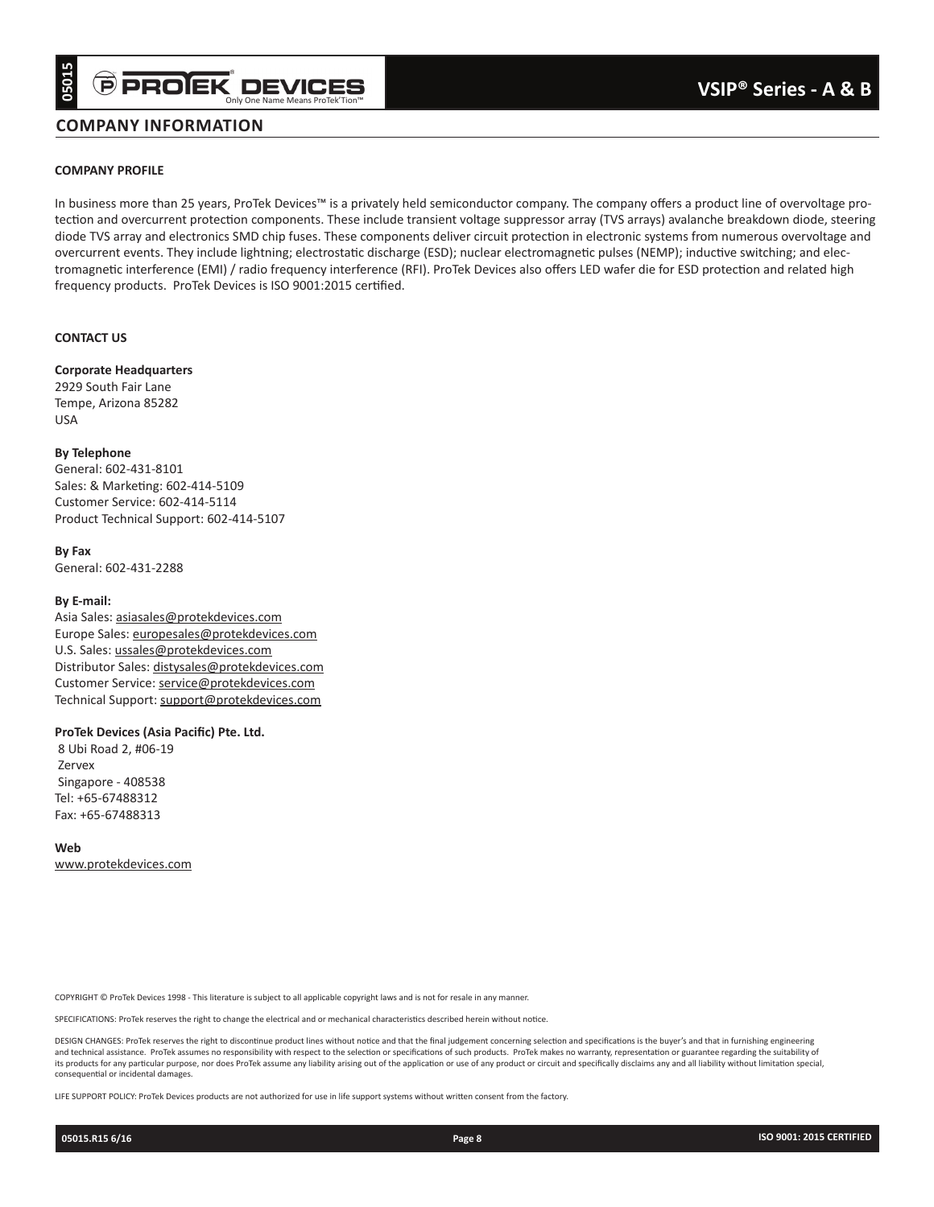## COMPANY INFORMATION

### COMPANY PROFILE

In business more than 25 years, ProTek Devices™ is a privately held semiconductor company. The company offers a product line of overvoltage protection and overcurrent protection components. These include transient voltage suppressor array (TVS arrays) avalanche breakdown diode, steering diode TVS array and electronics SMD chip fuses. These components deliver circuit protection in electronic systems from numerous overvoltage and overcurrent events. They include lightning; electrostatic discharge (ESD); nuclear electromagnetic pulses (NEMP); inductive switching; and electromagnetic interference (EMI) / radio frequency interference (RFI). ProTek Devices also offers LED wafer die for ESD protection and related high frequency products. ProTek Devices is ISO 9001:2015 certified.

### CONTACT US

**Corporate Headquarters**
2929 South Fair Lane
Tempe, Arizona 85282
USA

**By Telephone**
General: 602-431-8101
Sales: & Marketing: 602-414-5109
Customer Service: 602-414-5114
Product Technical Support: 602-414-5107

**By Fax**
General: 602-431-2288

**By E-mail:**
Asia Sales: asiasales@protekdevices.com
Europe Sales: europesales@protekdevices.com
U.S. Sales: ussales@protekdevices.com
Distributor Sales: distysales@protekdevices.com
Customer Service: service@protekdevices.com
Technical Support: support@protekdevices.com

**ProTek Devices (Asia Pacific) Pte. Ltd.**
8 Ubi Road 2, #06-19
Zervex
Singapore - 408538
Tel: +65-67488312
Fax: +65-67488313

**Web**
www.protekdevices.com

COPYRIGHT © ProTek Devices 1998 - This literature is subject to all applicable copyright laws and is not for resale in any manner.

SPECIFICATIONS: ProTek reserves the right to change the electrical and or mechanical characteristics described herein without notice.

DESIGN CHANGES: ProTek reserves the right to discontinue product lines without notice and that the final judgement concerning selection and specifications is the buyer's and that in furnishing engineering and technical assistance. ProTek assumes no responsibility with respect to the selection or specifications of such products. ProTek makes no warranty, representation or guarantee regarding the suitability of its products for any particular purpose, nor does ProTek assume any liability arising out of the application or use of any product or circuit and specifically disclaims any and all liability without limitation special, consequential or incidental damages.

LIFE SUPPORT POLICY: ProTek Devices products are not authorized for use in life support systems without written consent from the factory.